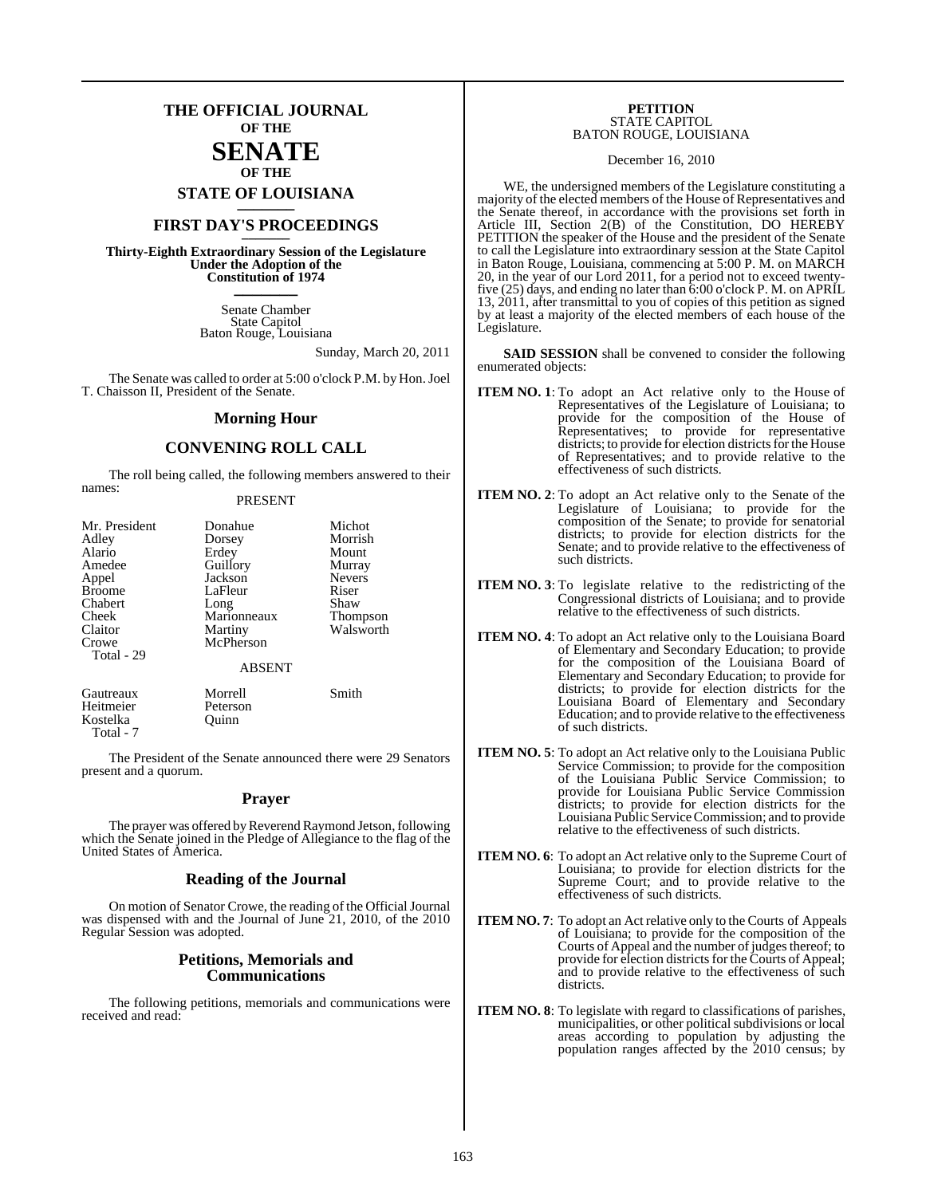# THE OFFICIAL JOURNAL OF THE SENATE OF THE STATE OF LOUISIANA

## FIRST DAY'S PROCEEDINGS

**Thirty-Eighth Extraordinary Session of the Legislature Under the Adoption of the Constitution of 1974**

Senate Chamber
State Capitol
Baton Rouge, Louisiana

Sunday, March 20, 2011

The Senate was called to order at 5:00 o'clock P.M. by Hon. Joel T. Chaisson II, President of the Senate.

## Morning Hour

## CONVENING ROLL CALL

The roll being called, the following members answered to their names:

PRESENT

| | | |
|---|---|---|
| Mr. President | Donahue | Michot |
| Adley | Dorsey | Morrish |
| Alario | Erdey | Mount |
| Amedee | Guillory | Murray |
| Appel | Jackson | Nevers |
| Broome | LaFleur | Riser |
| Chabert | Long | Shaw |
| Cheek | Marionneaux | Thompson |
| Claitor | Martiny | Walsworth |
| Crowe | McPherson | |
| Total - 29 | | |

ABSENT

| | | |
|---|---|---|
| Gautreaux | Morrell | Smith |
| Heitmeier | Peterson | |
| Kostelka | Quinn | |
| Total - 7 | | |

The President of the Senate announced there were 29 Senators present and a quorum.

## Prayer

The prayer was offered by Reverend Raymond Jetson, following which the Senate joined in the Pledge of Allegiance to the flag of the United States of America.

## Reading of the Journal

On motion of Senator Crowe, the reading of the Official Journal was dispensed with and the Journal of June 21, 2010, of the 2010 Regular Session was adopted.

## Petitions, Memorials and Communications

The following petitions, memorials and communications were received and read:

**PETITION**
STATE CAPITOL
BATON ROUGE, LOUISIANA

December 16, 2010

WE, the undersigned members of the Legislature constituting a majority of the elected members of the House of Representatives and the Senate thereof, in accordance with the provisions set forth in Article III, Section 2(B) of the Constitution, DO HEREBY PETITION the speaker of the House and the president of the Senate to call the Legislature into extraordinary session at the State Capitol in Baton Rouge, Louisiana, commencing at 5:00 P. M. on MARCH 20, in the year of our Lord 2011, for a period not to exceed twenty-five (25) days, and ending no later than 6:00 o'clock P. M. on APRIL 13, 2011, after transmittal to you of copies of this petition as signed by at least a majority of the elected members of each house of the Legislature.

**SAID SESSION** shall be convened to consider the following enumerated objects:

**ITEM NO. 1**: To adopt an Act relative only to the House of Representatives of the Legislature of Louisiana; to provide for the composition of the House of Representatives; to provide for representative districts; to provide for election districts for the House of Representatives; and to provide relative to the effectiveness of such districts.

**ITEM NO. 2**: To adopt an Act relative only to the Senate of the Legislature of Louisiana; to provide for the composition of the Senate; to provide for senatorial districts; to provide for election districts for the Senate; and to provide relative to the effectiveness of such districts.

**ITEM NO. 3**: To legislate relative to the redistricting of the Congressional districts of Louisiana; and to provide relative to the effectiveness of such districts.

**ITEM NO. 4**: To adopt an Act relative only to the Louisiana Board of Elementary and Secondary Education; to provide for the composition of the Louisiana Board of Elementary and Secondary Education; to provide for districts; to provide for election districts for the Louisiana Board of Elementary and Secondary Education; and to provide relative to the effectiveness of such districts.

**ITEM NO. 5**: To adopt an Act relative only to the Louisiana Public Service Commission; to provide for the composition of the Louisiana Public Service Commission; to provide for Louisiana Public Service Commission districts; to provide for election districts for the Louisiana Public Service Commission; and to provide relative to the effectiveness of such districts.

**ITEM NO. 6**: To adopt an Act relative only to the Supreme Court of Louisiana; to provide for election districts for the Supreme Court; and to provide relative to the effectiveness of such districts.

**ITEM NO. 7**: To adopt an Act relative only to the Courts of Appeals of Louisiana; to provide for the composition of the Courts of Appeal and the number of judges thereof; to provide for election districts for the Courts of Appeal; and to provide relative to the effectiveness of such districts.

**ITEM NO. 8**: To legislate with regard to classifications of parishes, municipalities, or other political subdivisions or local areas according to population by adjusting the population ranges affected by the 2010 census; by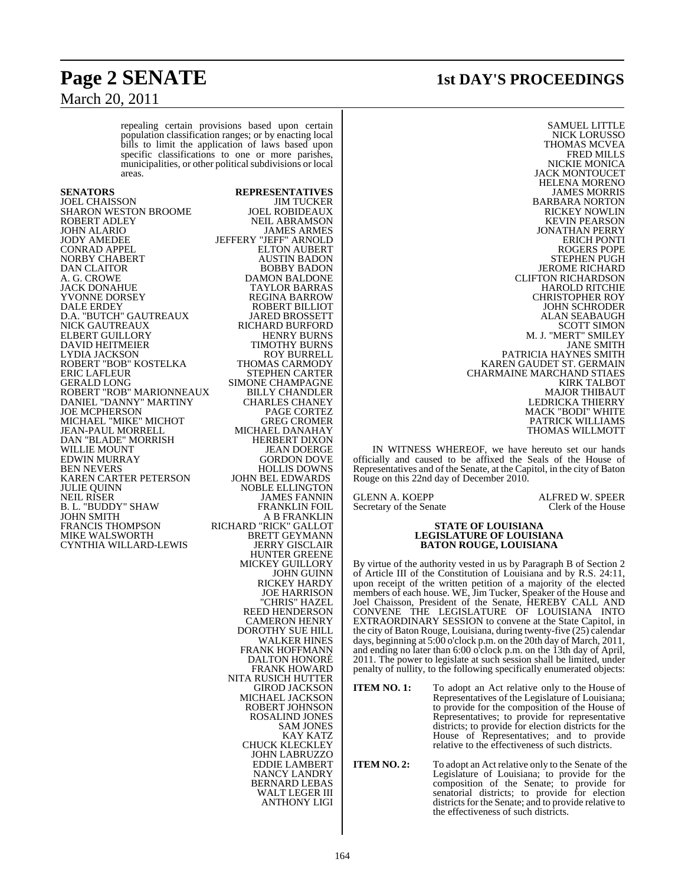repealing certain provisions based upon certain population classification ranges; or by enacting local bills to limit the application of laws based upon specific classifications to one or more parishes, municipalities, or other political subdivisions or local areas.

| SENATORS | REPRESENTATIVES |
|---|---|
| JOEL CHAISSON | JIM TUCKER |
| SHARON WESTON BROOME | JOEL ROBIDEAUX |
| ROBERT ADLEY | NEIL ABRAMSON |
| JOHN ALARIO | JAMES ARMES |
| JODY AMEDEE | JEFFERY "JEFF" ARNOLD |
| CONRAD APPEL | ELTON AUBERT |
| NORBY CHABERT | AUSTIN BADON |
| DAN CLAITOR | BOBBY BADON |
| A. G. CROWE | DAMON BALDONE |
| JACK DONAHUE | TAYLOR BARRAS |
| YVONNE DORSEY | REGINA BARROW |
| DALE ERDEY | ROBERT BILLIOT |
| D.A. "BUTCH" GAUTREAUX | JARED BROSSETT |
| NICK GAUTREAUX | RICHARD BURFORD |
| ELBERT GUILLORY | HENRY BURNS |
| DAVID HEITMEIER | TIMOTHY BURNS |
| LYDIA JACKSON | ROY BURRELL |
| ROBERT "BOB" KOSTELKA | THOMAS CARMODY |
| ERIC LAFLEUR | STEPHEN CARTER |
| GERALD LONG | SIMONE CHAMPAGNE |
| ROBERT "ROB" MARIONNEAUX | BILLY CHANDLER |
| DANIEL "DANNY" MARTINY | CHARLES CHANEY |
| JOE MCPHERSON | PAGE CORTEZ |
| MICHAEL "MIKE" MICHOT | GREG CROMER |
| JEAN-PAUL MORRELL | MICHAEL DANAHAY |
| DAN "BLADE" MORRISH | HERBERT DIXON |
| WILLIE MOUNT | JEAN DOERGE |
| EDWIN MURRAY | GORDON DOVE |
| BEN NEVERS | HOLLIS DOWNS |
| KAREN CARTER PETERSON | JOHN BEL EDWARDS |
| JULIE QUINN | NOBLE ELLINGTON |
| NEIL RISER | JAMES FANNIN |
| B. L. "BUDDY" SHAW | FRANKLIN FOIL |
| JOHN SMITH | A B FRANKLIN |
| FRANCIS THOMPSON | RICHARD "RICK" GALLOT |
| MIKE WALSWORTH | BRETT GEYMANN |
| CYNTHIA WILLARD-LEWIS | JERRY GISCLAIR |
| | HUNTER GREENE |
| | MICKEY GUILLORY |
| | JOHN GUINN |
| | RICKEY HARDY |
| | JOE HARRISON |
| | "CHRIS" HAZEL |
| | REED HENDERSON |
| | CAMERON HENRY |
| | DOROTHY SUE HILL |
| | WALKER HINES |
| | FRANK HOFFMANN |
| | DALTON HONORÉ |
| | FRANK HOWARD |
| | NITA RUSICH HUTTER |
| | GIROD JACKSON |
| | MICHAEL JACKSON |
| | ROBERT JOHNSON |
| | ROSALIND JONES |
| | SAM JONES |
| | KAY KATZ |
| | CHUCK KLECKLEY |
| | JOHN LABRUZZO |
| | EDDIE LAMBERT |
| | NANCY LANDRY |
| | BERNARD LEBAS |
| | WALT LEGER III |
| | ANTHONY LIGI |
| | SAMUEL LITTLE |
| | NICK LORUSSO |
| | THOMAS MCVEA |
| | FRED MILLS |
| | NICKIE MONICA |
| | JACK MONTOUCET |
| | HELENA MORENO |
| | JAMES MORRIS |
| | BARBARA NORTON |
| | RICKEY NOWLIN |
| | KEVIN PEARSON |
| | JONATHAN PERRY |
| | ERICH PONTI |
| | ROGERS POPE |
| | STEPHEN PUGH |
| | JEROME RICHARD |
| | CLIFTON RICHARDSON |
| | HAROLD RITCHIE |
| | CHRISTOPHER ROY |
| | JOHN SCHRODER |
| | ALAN SEABAUGH |
| | SCOTT SIMON |
| | M. J. "MERT" SMILEY |
| | JANE SMITH |
| | PATRICIA HAYNES SMITH |
| | KAREN GAUDET ST. GERMAIN |
| | CHARMAINE MARCHAND STIAES |
| | KIRK TALBOT |
| | MAJOR THIBAUT |
| | LEDRICKA THIERRY |
| | MACK "BODI" WHITE |
| | PATRICK WILLIAMS |
| | THOMAS WILLMOTT |

IN WITNESS WHEREOF, we have hereuto set our hands officially and caused to be affixed the Seals of the House of Representatives and of the Senate, at the Capitol, in the city of Baton Rouge on this 22nd day of December 2010.

GLENN A. KOEPP
Secretary of the Senate

ALFRED W. SPEER
Clerk of the House

**STATE OF LOUISIANA**
**LEGISLATURE OF LOUISIANA**
**BATON ROUGE, LOUISIANA**

By virtue of the authority vested in us by Paragraph B of Section 2 of Article III of the Constitution of Louisiana and by R.S. 24:11, upon receipt of the written petition of a majority of the elected members of each house. WE, Jim Tucker, Speaker of the House and Joel Chaisson, President of the Senate, HEREBY CALL AND CONVENE THE LEGISLATURE OF LOUISIANA INTO EXTRAORDINARY SESSION to convene at the State Capitol, in the city of Baton Rouge, Louisiana, during twenty-five (25) calendar days, beginning at 5:00 o'clock p.m. on the 20th day of March, 2011, and ending no later than 6:00 o'clock p.m. on the 13th day of April, 2011. The power to legislate at such session shall be limited, under penalty of nullity, to the following specifically enumerated objects:

**ITEM NO. 1:** To adopt an Act relative only to the House of Representatives of the Legislature of Louisiana; to provide for the composition of the House of Representatives; to provide for representative districts; to provide for election districts for the House of Representatives; and to provide relative to the effectiveness of such districts.

**ITEM NO. 2:** To adopt an Act relative only to the Senate of the Legislature of Louisiana; to provide for the composition of the Senate; to provide for senatorial districts; to provide for election districts for the Senate; and to provide relative to the effectiveness of such districts.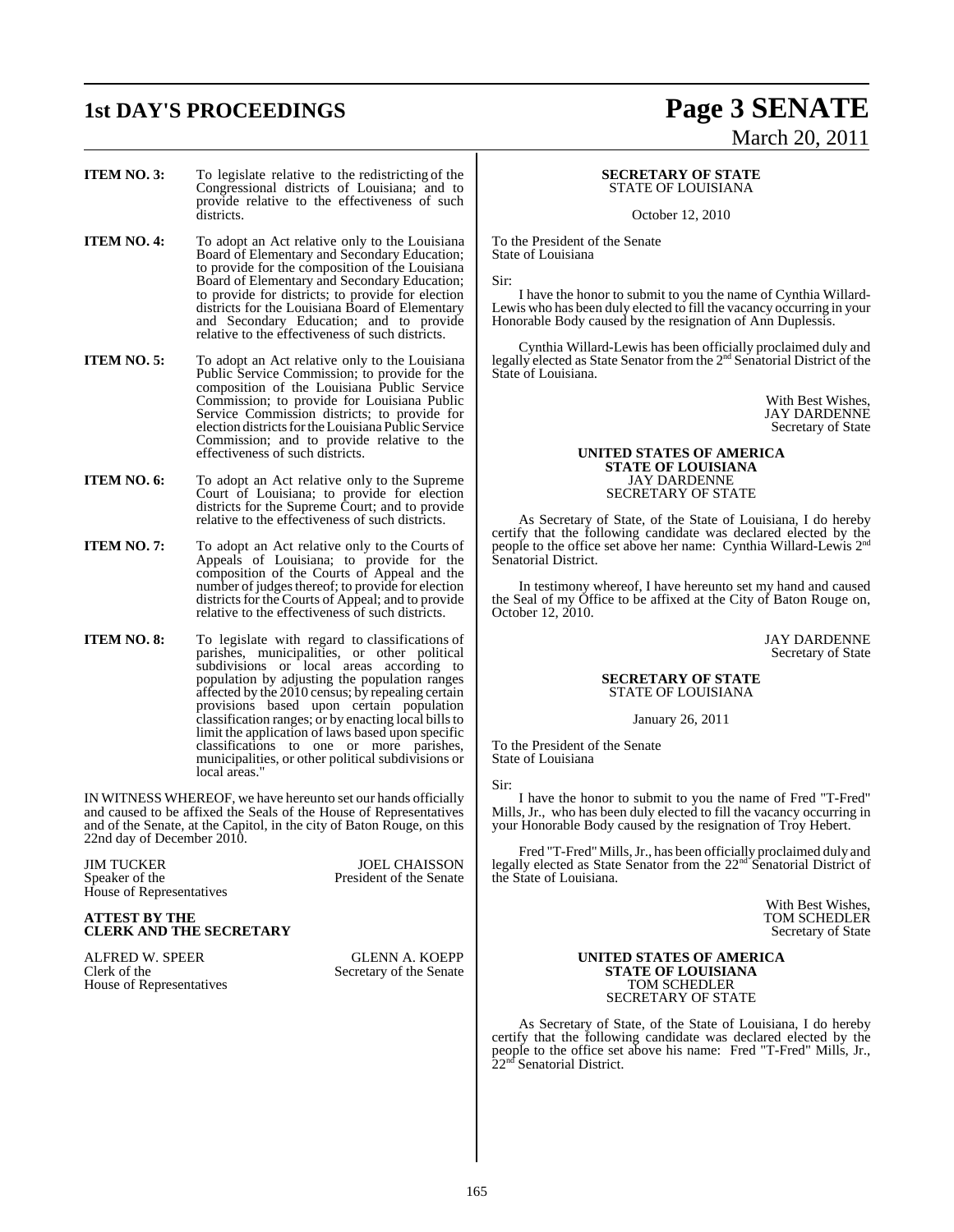**ITEM NO. 3:** To legislate relative to the redistricting of the Congressional districts of Louisiana; and to provide relative to the effectiveness of such districts.

**ITEM NO. 4:** To adopt an Act relative only to the Louisiana Board of Elementary and Secondary Education; to provide for the composition of the Louisiana Board of Elementary and Secondary Education; to provide for districts; to provide for election districts for the Louisiana Board of Elementary and Secondary Education; and to provide relative to the effectiveness of such districts.

**ITEM NO. 5:** To adopt an Act relative only to the Louisiana Public Service Commission; to provide for the composition of the Louisiana Public Service Commission; to provide for Louisiana Public Service Commission districts; to provide for election districts for the Louisiana Public Service Commission; and to provide relative to the effectiveness of such districts.

**ITEM NO. 6:** To adopt an Act relative only to the Supreme Court of Louisiana; to provide for election districts for the Supreme Court; and to provide relative to the effectiveness of such districts.

**ITEM NO. 7:** To adopt an Act relative only to the Courts of Appeals of Louisiana; to provide for the composition of the Courts of Appeal and the number of judges thereof; to provide for election districts for the Courts of Appeal; and to provide relative to the effectiveness of such districts.

**ITEM NO. 8:** To legislate with regard to classifications of parishes, municipalities, or other political subdivisions or local areas according to population by adjusting the population ranges affected by the 2010 census; by repealing certain provisions based upon certain population classification ranges; or by enacting local bills to limit the application of laws based upon specific classifications to one or more parishes, municipalities, or other political subdivisions or local areas."

IN WITNESS WHEREOF, we have hereunto set our hands officially and caused to be affixed the Seals of the House of Representatives and of the Senate, at the Capitol, in the city of Baton Rouge, on this 22nd day of December 2010.

JIM TUCKER
Speaker of the
House of Representatives

JOEL CHAISSON
President of the Senate

**ATTEST BY THE**
**CLERK AND THE SECRETARY**

ALFRED W. SPEER
Clerk of the
House of Representatives

GLENN A. KOEPP
Secretary of the Senate

**SECRETARY OF STATE**
STATE OF LOUISIANA

October 12, 2010

To the President of the Senate
State of Louisiana

Sir:

I have the honor to submit to you the name of Cynthia Willard-Lewis who has been duly elected to fill the vacancy occurring in your Honorable Body caused by the resignation of Ann Duplessis.

Cynthia Willard-Lewis has been officially proclaimed duly and legally elected as State Senator from the 2nd Senatorial District of the State of Louisiana.

With Best Wishes,
JAY DARDENNE
Secretary of State

**UNITED STATES OF AMERICA**
**STATE OF LOUISIANA**
JAY DARDENNE
SECRETARY OF STATE

As Secretary of State, of the State of Louisiana, I do hereby certify that the following candidate was declared elected by the people to the office set above her name: Cynthia Willard-Lewis 2nd Senatorial District.

In testimony whereof, I have hereunto set my hand and caused the Seal of my Office to be affixed at the City of Baton Rouge on, October 12, 2010.

JAY DARDENNE
Secretary of State

**SECRETARY OF STATE**
STATE OF LOUISIANA

January 26, 2011

To the President of the Senate
State of Louisiana

Sir:

I have the honor to submit to you the name of Fred "T-Fred" Mills, Jr., who has been duly elected to fill the vacancy occurring in your Honorable Body caused by the resignation of Troy Hebert.

Fred "T-Fred" Mills, Jr., has been officially proclaimed duly and legally elected as State Senator from the 22nd Senatorial District of the State of Louisiana.

With Best Wishes,
TOM SCHEDLER
Secretary of State

**UNITED STATES OF AMERICA**
**STATE OF LOUISIANA**
TOM SCHEDLER
SECRETARY OF STATE

As Secretary of State, of the State of Louisiana, I do hereby certify that the following candidate was declared elected by the people to the office set above his name: Fred "T-Fred" Mills, Jr., 22nd Senatorial District.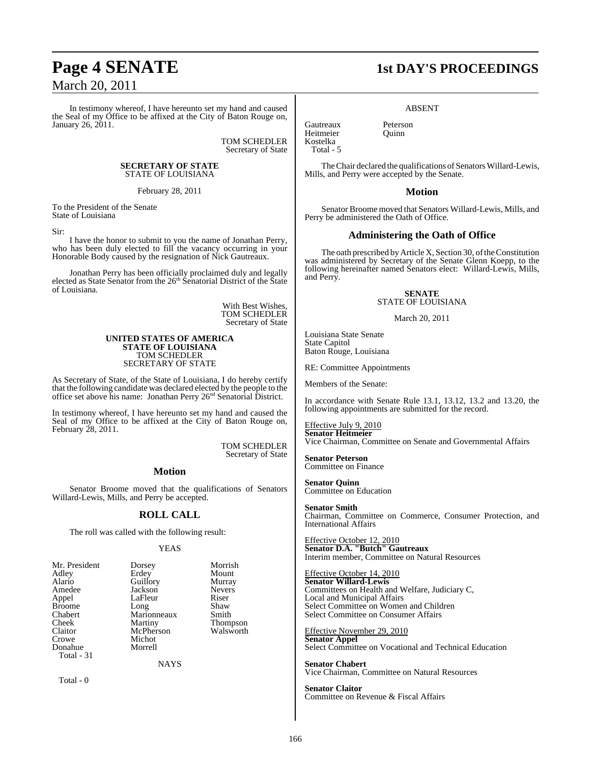In testimony whereof, I have hereunto set my hand and caused the Seal of my Office to be affixed at the City of Baton Rouge on, January 26, 2011.

TOM SCHEDLER
Secretary of State

**SECRETARY OF STATE**
STATE OF LOUISIANA

February 28, 2011

To the President of the Senate
State of Louisiana

Sir:

I have the honor to submit to you the name of Jonathan Perry, who has been duly elected to fill the vacancy occurring in your Honorable Body caused by the resignation of Nick Gautreaux.

Jonathan Perry has been officially proclaimed duly and legally elected as State Senator from the 26th Senatorial District of the State of Louisiana.

With Best Wishes,
TOM SCHEDLER
Secretary of State

**UNITED STATES OF AMERICA**
**STATE OF LOUISIANA**
TOM SCHEDLER
SECRETARY OF STATE

As Secretary of State, of the State of Louisiana, I do hereby certify that the following candidate was declared elected by the people to the office set above his name: Jonathan Perry 26nd Senatorial District.

In testimony whereof, I have hereunto set my hand and caused the Seal of my Office to be affixed at the City of Baton Rouge on, February 28, 2011.

TOM SCHEDLER
Secretary of State

## Motion

Senator Broome moved that the qualifications of Senators Willard-Lewis, Mills, and Perry be accepted.

## ROLL CALL

The roll was called with the following result:

YEAS

| | | |
|---|---|---|
| Mr. President | Dorsey | Morrish |
| Adley | Erdey | Mount |
| Alario | Guillory | Murray |
| Amedee | Jackson | Nevers |
| Appel | LaFleur | Riser |
| Broome | Long | Shaw |
| Chabert | Marionneaux | Smith |
| Cheek | Martiny | Thompson |
| Claitor | McPherson | Walsworth |
| Crowe | Michot | |
| Donahue | Morrell | |
| Total - 31 | | |

NAYS

Total - 0

ABSENT

| | |
|---|---|
| Gautreaux | Peterson |
| Heitmeier | Quinn |
| Kostelka | |
| Total - 5 | |

The Chair declared the qualifications of Senators Willard-Lewis, Mills, and Perry were accepted by the Senate.

## Motion

Senator Broome moved that Senators Willard-Lewis, Mills, and Perry be administered the Oath of Office.

## Administering the Oath of Office

The oath prescribed by Article X, Section 30, of the Constitution was administered by Secretary of the Senate Glenn Koepp, to the following hereinafter named Senators elect: Willard-Lewis, Mills, and Perry.

**SENATE**
STATE OF LOUISIANA

March 20, 2011

Louisiana State Senate
State Capitol
Baton Rouge, Louisiana

RE: Committee Appointments

Members of the Senate:

In accordance with Senate Rule 13.1, 13.12, 13.2 and 13.20, the following appointments are submitted for the record.

Effective July 9, 2010
**Senator Heitmeier**
Vice Chairman, Committee on Senate and Governmental Affairs

**Senator Peterson**
Committee on Finance

**Senator Quinn**
Committee on Education

**Senator Smith**
Chairman, Committee on Commerce, Consumer Protection, and International Affairs

Effective October 12, 2010
**Senator D.A. "Butch" Gautreaux**
Interim member, Committee on Natural Resources

Effective October 14, 2010
**Senator Willard-Lewis**
Committees on Health and Welfare, Judiciary C,
Local and Municipal Affairs
Select Committee on Women and Children
Select Committee on Consumer Affairs

Effective November 29, 2010
**Senator Appel**
Select Committee on Vocational and Technical Education

**Senator Chabert**
Vice Chairman, Committee on Natural Resources

**Senator Claitor**
Committee on Revenue & Fiscal Affairs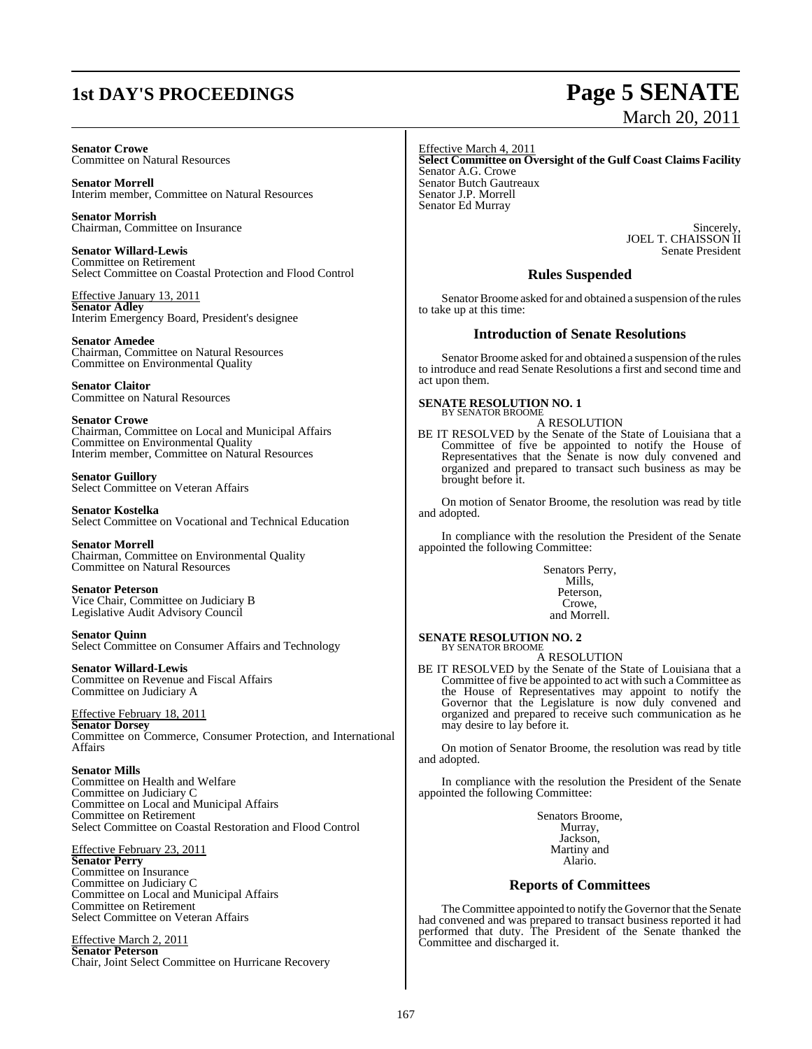**Senator Crowe**
Committee on Natural Resources

**Senator Morrell**
Interim member, Committee on Natural Resources

**Senator Morrish**
Chairman, Committee on Insurance

**Senator Willard-Lewis**
Committee on Retirement
Select Committee on Coastal Protection and Flood Control

Effective January 13, 2011
**Senator Adley**
Interim Emergency Board, President's designee

**Senator Amedee**
Chairman, Committee on Natural Resources
Committee on Environmental Quality

**Senator Claitor**
Committee on Natural Resources

**Senator Crowe**
Chairman, Committee on Local and Municipal Affairs
Committee on Environmental Quality
Interim member, Committee on Natural Resources

**Senator Guillory**
Select Committee on Veteran Affairs

**Senator Kostelka**
Select Committee on Vocational and Technical Education

**Senator Morrell**
Chairman, Committee on Environmental Quality
Committee on Natural Resources

**Senator Peterson**
Vice Chair, Committee on Judiciary B
Legislative Audit Advisory Council

**Senator Quinn**
Select Committee on Consumer Affairs and Technology

**Senator Willard-Lewis**
Committee on Revenue and Fiscal Affairs
Committee on Judiciary A

Effective February 18, 2011
**Senator Dorsey**
Committee on Commerce, Consumer Protection, and International Affairs

**Senator Mills**
Committee on Health and Welfare
Committee on Judiciary C
Committee on Local and Municipal Affairs
Committee on Retirement
Select Committee on Coastal Restoration and Flood Control

Effective February 23, 2011
**Senator Perry**
Committee on Insurance
Committee on Judiciary C
Committee on Local and Municipal Affairs
Committee on Retirement
Select Committee on Veteran Affairs

Effective March 2, 2011
**Senator Peterson**
Chair, Joint Select Committee on Hurricane Recovery

Effective March 4, 2011
**Select Committee on Oversight of the Gulf Coast Claims Facility**
Senator A.G. Crowe
Senator Butch Gautreaux
Senator J.P. Morrell
Senator Ed Murray

Sincerely,
JOEL T. CHAISSON II
Senate President

## Rules Suspended

Senator Broome asked for and obtained a suspension of the rules to take up at this time:

## Introduction of Senate Resolutions

Senator Broome asked for and obtained a suspension of the rules to introduce and read Senate Resolutions a first and second time and act upon them.

**SENATE RESOLUTION NO. 1**
BY SENATOR BROOME

A RESOLUTION

BE IT RESOLVED by the Senate of the State of Louisiana that a Committee of five be appointed to notify the House of Representatives that the Senate is now duly convened and organized and prepared to transact such business as may be brought before it.

On motion of Senator Broome, the resolution was read by title and adopted.

In compliance with the resolution the President of the Senate appointed the following Committee:

Senators Perry,
Mills,
Peterson,
Crowe,
and Morrell.

**SENATE RESOLUTION NO. 2**
BY SENATOR BROOME

A RESOLUTION

BE IT RESOLVED by the Senate of the State of Louisiana that a Committee of five be appointed to act with such a Committee as the House of Representatives may appoint to notify the Governor that the Legislature is now duly convened and organized and prepared to receive such communication as he may desire to lay before it.

On motion of Senator Broome, the resolution was read by title and adopted.

In compliance with the resolution the President of the Senate appointed the following Committee:

Senators Broome,
Murray,
Jackson,
Martiny and
Alario.

## Reports of Committees

The Committee appointed to notify the Governor that the Senate had convened and was prepared to transact business reported it had performed that duty. The President of the Senate thanked the Committee and discharged it.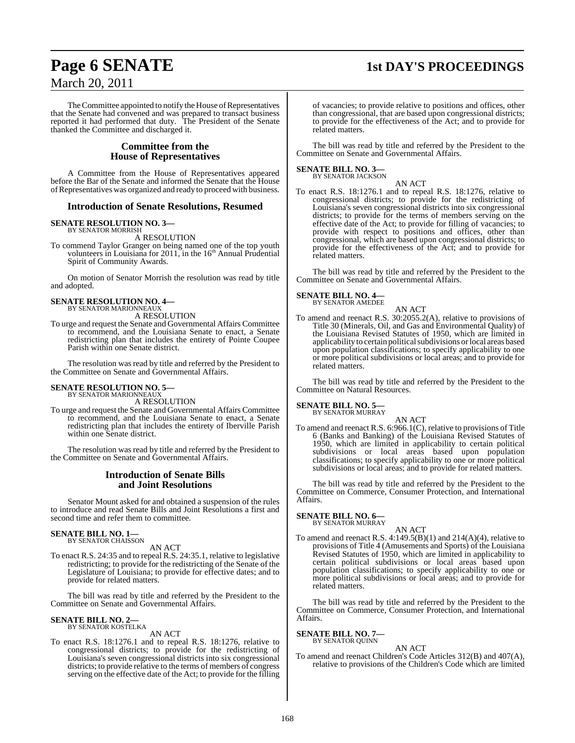The Committee appointed to notify the House of Representatives that the Senate had convened and was prepared to transact business reported it had performed that duty. The President of the Senate thanked the Committee and discharged it.

## Committee from the House of Representatives

A Committee from the House of Representatives appeared before the Bar of the Senate and informed the Senate that the House of Representatives was organized and ready to proceed with business.

## Introduction of Senate Resolutions, Resumed

**SENATE RESOLUTION NO. 3—**
BY SENATOR MORRISH

A RESOLUTION

To commend Taylor Granger on being named one of the top youth volunteers in Louisiana for 2011, in the 16th Annual Prudential Spirit of Community Awards.

On motion of Senator Morrish the resolution was read by title and adopted.

**SENATE RESOLUTION NO. 4—**
BY SENATOR MARIONNEAUX

A RESOLUTION

To urge and request the Senate and Governmental Affairs Committee to recommend, and the Louisiana Senate to enact, a Senate redistricting plan that includes the entirety of Pointe Coupee Parish within one Senate district.

The resolution was read by title and referred by the President to the Committee on Senate and Governmental Affairs.

**SENATE RESOLUTION NO. 5—**
BY SENATOR MARIONNEAUX

A RESOLUTION

To urge and request the Senate and Governmental Affairs Committee to recommend, and the Louisiana Senate to enact, a Senate redistricting plan that includes the entirety of Iberville Parish within one Senate district.

The resolution was read by title and referred by the President to the Committee on Senate and Governmental Affairs.

## Introduction of Senate Bills and Joint Resolutions

Senator Mount asked for and obtained a suspension of the rules to introduce and read Senate Bills and Joint Resolutions a first and second time and refer them to committee.

**SENATE BILL NO. 1—**
BY SENATOR CHAISSON

AN ACT

To enact R.S. 24:35 and to repeal R.S. 24:35.1, relative to legislative redistricting; to provide for the redistricting of the Senate of the Legislature of Louisiana; to provide for effective dates; and to provide for related matters.

The bill was read by title and referred by the President to the Committee on Senate and Governmental Affairs.

**SENATE BILL NO. 2—**
BY SENATOR KOSTELKA

AN ACT

To enact R.S. 18:1276.1 and to repeal R.S. 18:1276, relative to congressional districts; to provide for the redistricting of Louisiana's seven congressional districts into six congressional districts; to provide relative to the terms of members of congress serving on the effective date of the Act; to provide for the filling of vacancies; to provide relative to positions and offices, other than congressional, that are based upon congressional districts; to provide for the effectiveness of the Act; and to provide for related matters.

The bill was read by title and referred by the President to the Committee on Senate and Governmental Affairs.

**SENATE BILL NO. 3—**
BY SENATOR JACKSON

AN ACT

To enact R.S. 18:1276.1 and to repeal R.S. 18:1276, relative to congressional districts; to provide for the redistricting of Louisiana's seven congressional districts into six congressional districts; to provide for the terms of members serving on the effective date of the Act; to provide for filling of vacancies; to provide with respect to positions and offices, other than congressional, which are based upon congressional districts; to provide for the effectiveness of the Act; and to provide for related matters.

The bill was read by title and referred by the President to the Committee on Senate and Governmental Affairs.

**SENATE BILL NO. 4—**
BY SENATOR AMEDEE

AN ACT

To amend and reenact R.S. 30:2055.2(A), relative to provisions of Title 30 (Minerals, Oil, and Gas and Environmental Quality) of the Louisiana Revised Statutes of 1950, which are limited in applicability to certain political subdivisions or local areas based upon population classifications; to specify applicability to one or more political subdivisions or local areas; and to provide for related matters.

The bill was read by title and referred by the President to the Committee on Natural Resources.

**SENATE BILL NO. 5—**
BY SENATOR MURRAY

AN ACT

To amend and reenact R.S. 6:966.1(C), relative to provisions of Title 6 (Banks and Banking) of the Louisiana Revised Statutes of 1950, which are limited in applicability to certain political subdivisions or local areas based upon population classifications; to specify applicability to one or more political subdivisions or local areas; and to provide for related matters.

The bill was read by title and referred by the President to the Committee on Commerce, Consumer Protection, and International Affairs.

**SENATE BILL NO. 6—**
BY SENATOR MURRAY

AN ACT

To amend and reenact R.S. 4:149.5(B)(1) and 214(A)(4), relative to provisions of Title 4 (Amusements and Sports) of the Louisiana Revised Statutes of 1950, which are limited in applicability to certain political subdivisions or local areas based upon population classifications; to specify applicability to one or more political subdivisions or local areas; and to provide for related matters.

The bill was read by title and referred by the President to the Committee on Commerce, Consumer Protection, and International Affairs.

**SENATE BILL NO. 7—**
BY SENATOR QUINN

AN ACT

To amend and reenact Children's Code Articles 312(B) and 407(A), relative to provisions of the Children's Code which are limited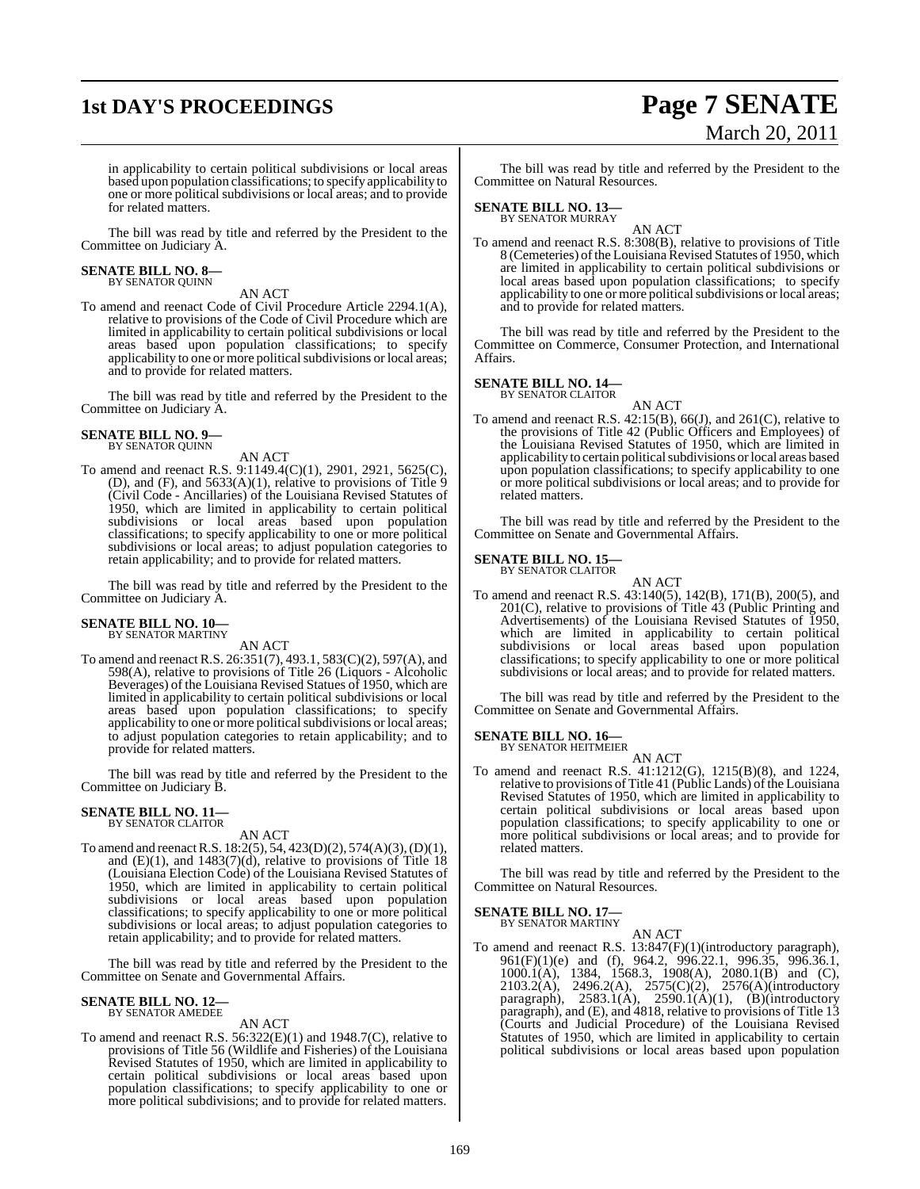in applicability to certain political subdivisions or local areas based upon population classifications; to specify applicability to one or more political subdivisions or local areas; and to provide for related matters.

The bill was read by title and referred by the President to the Committee on Judiciary A.

**SENATE BILL NO. 8—**
BY SENATOR QUINN

AN ACT

To amend and reenact Code of Civil Procedure Article 2294.1(A), relative to provisions of the Code of Civil Procedure which are limited in applicability to certain political subdivisions or local areas based upon population classifications; to specify applicability to one or more political subdivisions or local areas; and to provide for related matters.

The bill was read by title and referred by the President to the Committee on Judiciary A.

**SENATE BILL NO. 9—**
BY SENATOR QUINN

AN ACT

To amend and reenact R.S. 9:1149.4(C)(1), 2901, 2921, 5625(C), (D), and (F), and 5633(A)(1), relative to provisions of Title 9 (Civil Code - Ancillaries) of the Louisiana Revised Statutes of 1950, which are limited in applicability to certain political subdivisions or local areas based upon population classifications; to specify applicability to one or more political subdivisions or local areas; to adjust population categories to retain applicability; and to provide for related matters.

The bill was read by title and referred by the President to the Committee on Judiciary A.

**SENATE BILL NO. 10—**
BY SENATOR MARTINY

AN ACT

To amend and reenact R.S. 26:351(7), 493.1, 583(C)(2), 597(A), and 598(A), relative to provisions of Title 26 (Liquors - Alcoholic Beverages) of the Louisiana Revised Statues of 1950, which are limited in applicability to certain political subdivisions or local areas based upon population classifications; to specify applicability to one or more political subdivisions or local areas; to adjust population categories to retain applicability; and to provide for related matters.

The bill was read by title and referred by the President to the Committee on Judiciary B.

**SENATE BILL NO. 11—**
BY SENATOR CLAITOR

AN ACT

To amend and reenact R.S. 18:2(5), 54, 423(D)(2), 574(A)(3), (D)(1), and (E)(1), and 1483(7)(d), relative to provisions of Title 18 (Louisiana Election Code) of the Louisiana Revised Statutes of 1950, which are limited in applicability to certain political subdivisions or local areas based upon population classifications; to specify applicability to one or more political subdivisions or local areas; to adjust population categories to retain applicability; and to provide for related matters.

The bill was read by title and referred by the President to the Committee on Senate and Governmental Affairs.

**SENATE BILL NO. 12—**
BY SENATOR AMEDEE

AN ACT

To amend and reenact R.S. 56:322(E)(1) and 1948.7(C), relative to provisions of Title 56 (Wildlife and Fisheries) of the Louisiana Revised Statutes of 1950, which are limited in applicability to certain political subdivisions or local areas based upon population classifications; to specify applicability to one or more political subdivisions; and to provide for related matters.

The bill was read by title and referred by the President to the Committee on Natural Resources.

**SENATE BILL NO. 13—**
BY SENATOR MURRAY

AN ACT

To amend and reenact R.S. 8:308(B), relative to provisions of Title 8 (Cemeteries) of the Louisiana Revised Statutes of 1950, which are limited in applicability to certain political subdivisions or local areas based upon population classifications; to specify applicability to one or more political subdivisions or local areas; and to provide for related matters.

The bill was read by title and referred by the President to the Committee on Commerce, Consumer Protection, and International Affairs.

**SENATE BILL NO. 14—**
BY SENATOR CLAITOR

AN ACT

To amend and reenact R.S. 42:15(B), 66(J), and 261(C), relative to the provisions of Title 42 (Public Officers and Employees) of the Louisiana Revised Statutes of 1950, which are limited in applicability to certain political subdivisions or local areas based upon population classifications; to specify applicability to one or more political subdivisions or local areas; and to provide for related matters.

The bill was read by title and referred by the President to the Committee on Senate and Governmental Affairs.

**SENATE BILL NO. 15—**
BY SENATOR CLAITOR

AN ACT

To amend and reenact R.S. 43:140(5), 142(B), 171(B), 200(5), and 201(C), relative to provisions of Title 43 (Public Printing and Advertisements) of the Louisiana Revised Statutes of 1950, which are limited in applicability to certain political subdivisions or local areas based upon population classifications; to specify applicability to one or more political subdivisions or local areas; and to provide for related matters.

The bill was read by title and referred by the President to the Committee on Senate and Governmental Affairs.

**SENATE BILL NO. 16—**
BY SENATOR HEITMEIER

AN ACT

To amend and reenact R.S. 41:1212(G), 1215(B)(8), and 1224, relative to provisions of Title 41 (Public Lands) of the Louisiana Revised Statutes of 1950, which are limited in applicability to certain political subdivisions or local areas based upon population classifications; to specify applicability to one or more political subdivisions or local areas; and to provide for related matters.

The bill was read by title and referred by the President to the Committee on Natural Resources.

**SENATE BILL NO. 17—**
BY SENATOR MARTINY

AN ACT

To amend and reenact R.S. 13:847(F)(1)(introductory paragraph), 961(F)(1)(e) and (f), 964.2, 996.22.1, 996.35, 996.36.1, 1000.1(A), 1384, 1568.3, 1908(A), 2080.1(B) and (C), 2103.2(A), 2496.2(A), 2575(C)(2), 2576(A)(introductory paragraph), 2583.1(A), 2590.1(A)(1), (B)(introductory paragraph), and (E), and 4818, relative to provisions of Title 13 (Courts and Judicial Procedure) of the Louisiana Revised Statutes of 1950, which are limited in applicability to certain political subdivisions or local areas based upon population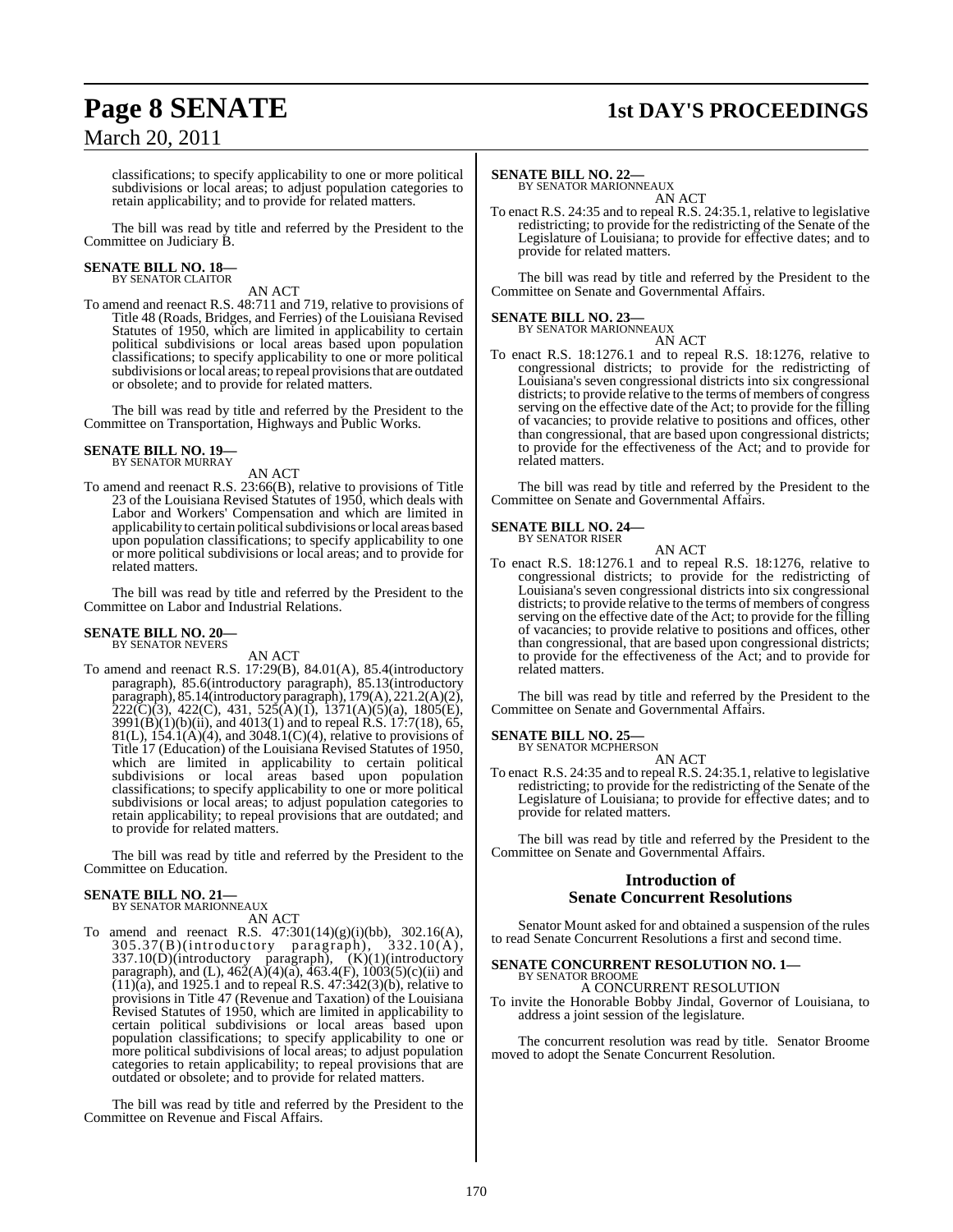classifications; to specify applicability to one or more political subdivisions or local areas; to adjust population categories to retain applicability; and to provide for related matters.

The bill was read by title and referred by the President to the Committee on Judiciary B.

**SENATE BILL NO. 18—**
BY SENATOR CLAITOR

AN ACT

To amend and reenact R.S. 48:711 and 719, relative to provisions of Title 48 (Roads, Bridges, and Ferries) of the Louisiana Revised Statutes of 1950, which are limited in applicability to certain political subdivisions or local areas based upon population classifications; to specify applicability to one or more political subdivisions or local areas; to repeal provisions that are outdated or obsolete; and to provide for related matters.

The bill was read by title and referred by the President to the Committee on Transportation, Highways and Public Works.

**SENATE BILL NO. 19—**
BY SENATOR MURRAY

AN ACT

To amend and reenact R.S. 23:66(B), relative to provisions of Title 23 of the Louisiana Revised Statutes of 1950, which deals with Labor and Workers' Compensation and which are limited in applicability to certain political subdivisions or local areas based upon population classifications; to specify applicability to one or more political subdivisions or local areas; and to provide for related matters.

The bill was read by title and referred by the President to the Committee on Labor and Industrial Relations.

**SENATE BILL NO. 20—**
BY SENATOR NEVERS

AN ACT

To amend and reenact R.S. 17:29(B), 84.01(A), 85.4(introductory paragraph), 85.6(introductory paragraph), 85.13(introductory paragraph), 85.14(introductory paragraph), 179(A), 221.2(A)(2), 222(C)(3), 422(C), 431, 525(A)(1), 1371(A)(5)(a), 1805(E), 3991(B)(1)(b)(ii), and 4013(1) and to repeal R.S. 17:7(18), 65, 81(L), 154.1(A)(4), and 3048.1(C)(4), relative to provisions of Title 17 (Education) of the Louisiana Revised Statutes of 1950, which are limited in applicability to certain political subdivisions or local areas based upon population classifications; to specify applicability to one or more political subdivisions or local areas; to adjust population categories to retain applicability; to repeal provisions that are outdated; and to provide for related matters.

The bill was read by title and referred by the President to the Committee on Education.

**SENATE BILL NO. 21—**
BY SENATOR MARIONNEAUX

AN ACT

To amend and reenact R.S. 47:301(14)(g)(i)(bb), 302.16(A), 305.37(B)(introductory paragraph), 332.10(A), 337.10(D)(introductory paragraph), (K)(1)(introductory paragraph), and (L), 462(A)(4)(a), 463.4(F), 1003(5)(c)(ii) and (11)(a), and 1925.1 and to repeal R.S. 47:342(3)(b), relative to provisions in Title 47 (Revenue and Taxation) of the Louisiana Revised Statutes of 1950, which are limited in applicability to certain political subdivisions or local areas based upon population classifications; to specify applicability to one or more political subdivisions of local areas; to adjust population categories to retain applicability; to repeal provisions that are outdated or obsolete; and to provide for related matters.

The bill was read by title and referred by the President to the Committee on Revenue and Fiscal Affairs.

**SENATE BILL NO. 22—**
BY SENATOR MARIONNEAUX

AN ACT

To enact R.S. 24:35 and to repeal R.S. 24:35.1, relative to legislative redistricting; to provide for the redistricting of the Senate of the Legislature of Louisiana; to provide for effective dates; and to provide for related matters.

The bill was read by title and referred by the President to the Committee on Senate and Governmental Affairs.

**SENATE BILL NO. 23—**
BY SENATOR MARIONNEAUX

AN ACT

To enact R.S. 18:1276.1 and to repeal R.S. 18:1276, relative to congressional districts; to provide for the redistricting of Louisiana's seven congressional districts into six congressional districts; to provide relative to the terms of members of congress serving on the effective date of the Act; to provide for the filling of vacancies; to provide relative to positions and offices, other than congressional, that are based upon congressional districts; to provide for the effectiveness of the Act; and to provide for related matters.

The bill was read by title and referred by the President to the Committee on Senate and Governmental Affairs.

**SENATE BILL NO. 24—**
BY SENATOR RISER

AN ACT

To enact R.S. 18:1276.1 and to repeal R.S. 18:1276, relative to congressional districts; to provide for the redistricting of Louisiana's seven congressional districts into six congressional districts; to provide relative to the terms of members of congress serving on the effective date of the Act; to provide for the filling of vacancies; to provide relative to positions and offices, other than congressional, that are based upon congressional districts; to provide for the effectiveness of the Act; and to provide for related matters.

The bill was read by title and referred by the President to the Committee on Senate and Governmental Affairs.

**SENATE BILL NO. 25—**
BY SENATOR MCPHERSON

AN ACT

To enact R.S. 24:35 and to repeal R.S. 24:35.1, relative to legislative redistricting; to provide for the redistricting of the Senate of the Legislature of Louisiana; to provide for effective dates; and to provide for related matters.

The bill was read by title and referred by the President to the Committee on Senate and Governmental Affairs.

## Introduction of Senate Concurrent Resolutions

Senator Mount asked for and obtained a suspension of the rules to read Senate Concurrent Resolutions a first and second time.

**SENATE CONCURRENT RESOLUTION NO. 1—**
BY SENATOR BROOME

A CONCURRENT RESOLUTION

To invite the Honorable Bobby Jindal, Governor of Louisiana, to address a joint session of the legislature.

The concurrent resolution was read by title. Senator Broome moved to adopt the Senate Concurrent Resolution.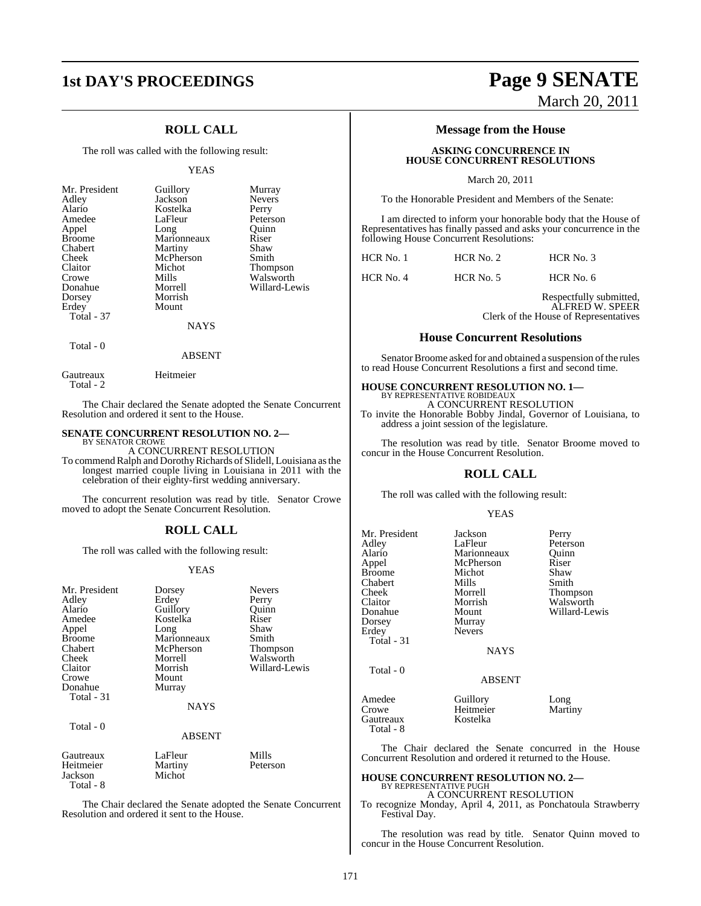## ROLL CALL

The roll was called with the following result:

YEAS

| | | |
|---|---|---|
| Mr. President | Guillory | Murray |
| Adley | Jackson | Nevers |
| Alario | Kostelka | Perry |
| Amedee | LaFleur | Peterson |
| Appel | Long | Quinn |
| Broome | Marionneaux | Riser |
| Chabert | Martiny | Shaw |
| Cheek | McPherson | Smith |
| Claitor | Michot | Thompson |
| Crowe | Mills | Walsworth |
| Donahue | Morrell | Willard-Lewis |
| Dorsey | Morrish | |
| Erdey | Mount | |
| Total - 37 | | |

NAYS

Total - 0

ABSENT

| | |
|---|---|
| Gautreaux | Heitmeier |
| Total - 2 | |

The Chair declared the Senate adopted the Senate Concurrent Resolution and ordered it sent to the House.

**SENATE CONCURRENT RESOLUTION NO. 2—**
BY SENATOR CROWE

A CONCURRENT RESOLUTION

To commend Ralph and Dorothy Richards of Slidell, Louisiana as the longest married couple living in Louisiana in 2011 with the celebration of their eighty-first wedding anniversary.

The concurrent resolution was read by title. Senator Crowe moved to adopt the Senate Concurrent Resolution.

## ROLL CALL

The roll was called with the following result:

YEAS

| | | |
|---|---|---|
| Mr. President | Dorsey | Nevers |
| Adley | Erdey | Perry |
| Alario | Guillory | Quinn |
| Amedee | Kostelka | Riser |
| Appel | Long | Shaw |
| Broome | Marionneaux | Smith |
| Chabert | McPherson | Thompson |
| Cheek | Morrell | Walsworth |
| Claitor | Morrish | Willard-Lewis |
| Crowe | Mount | |
| Donahue | Murray | |
| Total - 31 | | |

NAYS

Total - 0

ABSENT

| | | |
|---|---|---|
| Gautreaux | LaFleur | Mills |
| Heitmeier | Martiny | Peterson |
| Jackson | Michot | |
| Total - 8 | | |

The Chair declared the Senate adopted the Senate Concurrent Resolution and ordered it sent to the House.

## Message from the House

**ASKING CONCURRENCE IN HOUSE CONCURRENT RESOLUTIONS**

March 20, 2011

To the Honorable President and Members of the Senate:

I am directed to inform your honorable body that the House of Representatives has finally passed and asks your concurrence in the following House Concurrent Resolutions:

| | | |
|---|---|---|
| HCR No. 1 | HCR No. 2 | HCR No. 3 |
| HCR No. 4 | HCR No. 5 | HCR No. 6 |

Respectfully submitted,
ALFRED W. SPEER
Clerk of the House of Representatives

## House Concurrent Resolutions

Senator Broome asked for and obtained a suspension of the rules to read House Concurrent Resolutions a first and second time.

**HOUSE CONCURRENT RESOLUTION NO. 1—**
BY REPRESENTATIVE ROBIDEAUX

A CONCURRENT RESOLUTION

To invite the Honorable Bobby Jindal, Governor of Louisiana, to address a joint session of the legislature.

The resolution was read by title. Senator Broome moved to concur in the House Concurrent Resolution.

## ROLL CALL

The roll was called with the following result:

YEAS

| | | |
|---|---|---|
| Mr. President | Jackson | Perry |
| Adley | LaFleur | Peterson |
| Alario | Marionneaux | Quinn |
| Appel | McPherson | Riser |
| Broome | Michot | Shaw |
| Chabert | Mills | Smith |
| Cheek | Morrell | Thompson |
| Claitor | Morrish | Walsworth |
| Donahue | Mount | Willard-Lewis |
| Dorsey | Murray | |
| Erdey | Nevers | |
| Total - 31 | | |

NAYS

Total - 0

ABSENT

| | | |
|---|---|---|
| Amedee | Guillory | Long |
| Crowe | Heitmeier | Martiny |
| Gautreaux | Kostelka | |
| Total - 8 | | |

The Chair declared the Senate concurred in the House Concurrent Resolution and ordered it returned to the House.

**HOUSE CONCURRENT RESOLUTION NO. 2—**
BY REPRESENTATIVE PUGH

A CONCURRENT RESOLUTION

To recognize Monday, April 4, 2011, as Ponchatoula Strawberry Festival Day.

The resolution was read by title. Senator Quinn moved to concur in the House Concurrent Resolution.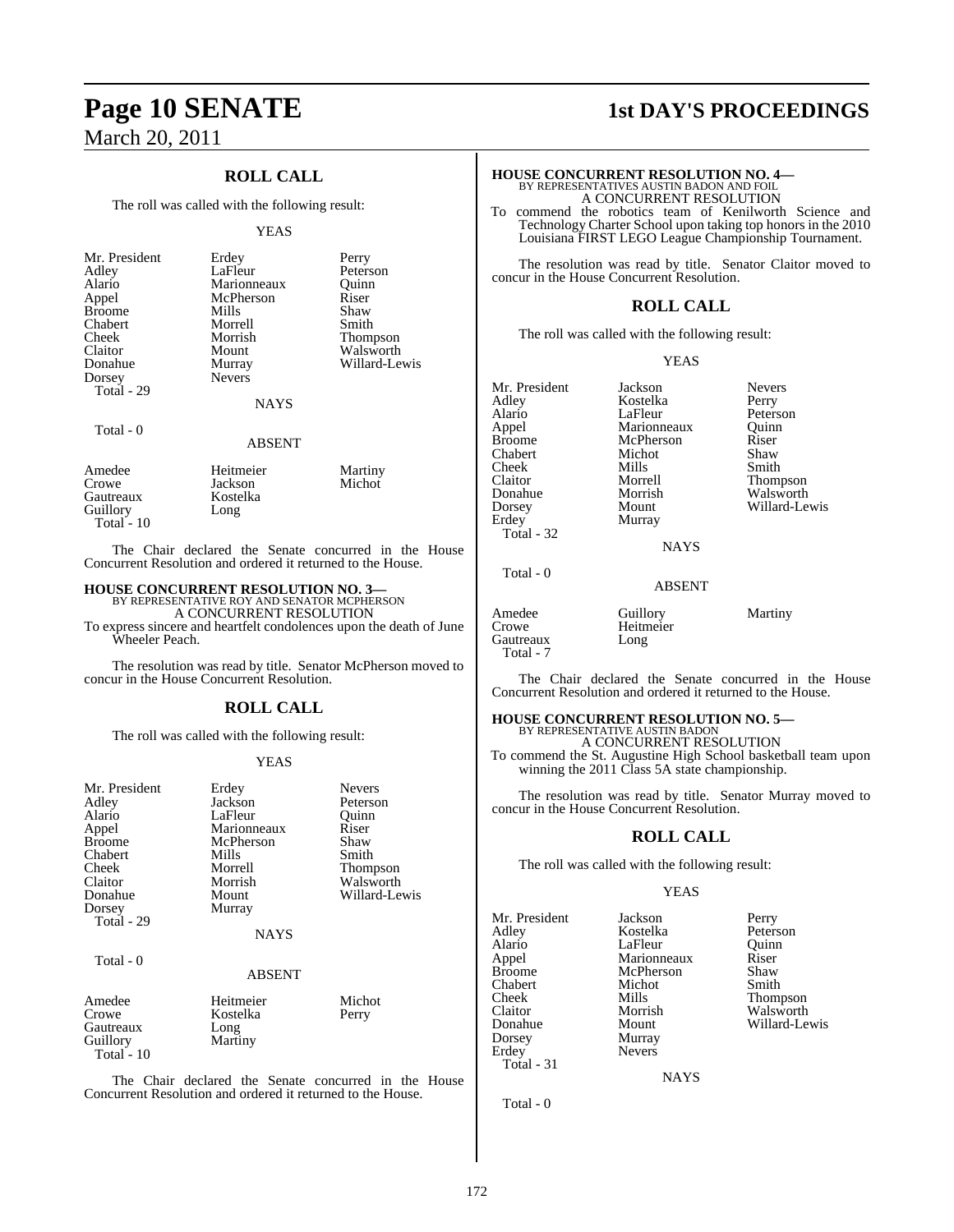## ROLL CALL

The roll was called with the following result:

YEAS

| | | |
|---|---|---|
| Mr. President | Erdey | Perry |
| Adley | LaFleur | Peterson |
| Alario | Marionneaux | Quinn |
| Appel | McPherson | Riser |
| Broome | Mills | Shaw |
| Chabert | Morrell | Smith |
| Cheek | Morrish | Thompson |
| Claitor | Mount | Walsworth |
| Donahue | Murray | Willard-Lewis |
| Dorsey | Nevers | |
| Total - 29 | | |

NAYS

Total - 0

ABSENT

| | | |
|---|---|---|
| Amedee | Heitmeier | Martiny |
| Crowe | Jackson | Michot |
| Gautreaux | Kostelka | |
| Guillory | Long | |
| Total - 10 | | |

The Chair declared the Senate concurred in the House Concurrent Resolution and ordered it returned to the House.

**HOUSE CONCURRENT RESOLUTION NO. 3—**
BY REPRESENTATIVE ROY AND SENATOR MCPHERSON
A CONCURRENT RESOLUTION
To express sincere and heartfelt condolences upon the death of June Wheeler Peach.

The resolution was read by title. Senator McPherson moved to concur in the House Concurrent Resolution.

## ROLL CALL

The roll was called with the following result:

YEAS

| | | |
|---|---|---|
| Mr. President | Erdey | Nevers |
| Adley | Jackson | Peterson |
| Alario | LaFleur | Quinn |
| Appel | Marionneaux | Riser |
| Broome | McPherson | Shaw |
| Chabert | Mills | Smith |
| Cheek | Morrell | Thompson |
| Claitor | Morrish | Walsworth |
| Donahue | Mount | Willard-Lewis |
| Dorsey | Murray | |
| Total - 29 | | |

NAYS

Total - 0

ABSENT

| | | |
|---|---|---|
| Amedee | Heitmeier | Michot |
| Crowe | Kostelka | Perry |
| Gautreaux | Long | |
| Guillory | Martiny | |
| Total - 10 | | |

The Chair declared the Senate concurred in the House Concurrent Resolution and ordered it returned to the House.

**HOUSE CONCURRENT RESOLUTION NO. 4—**
BY REPRESENTATIVES AUSTIN BADON AND FOIL
A CONCURRENT RESOLUTION
To commend the robotics team of Kenilworth Science and Technology Charter School upon taking top honors in the 2010 Louisiana FIRST LEGO League Championship Tournament.

The resolution was read by title. Senator Claitor moved to concur in the House Concurrent Resolution.

## ROLL CALL

The roll was called with the following result:

YEAS

| | | |
|---|---|---|
| Mr. President | Jackson | Nevers |
| Adley | Kostelka | Perry |
| Alario | LaFleur | Peterson |
| Appel | Marionneaux | Quinn |
| Broome | McPherson | Riser |
| Chabert | Michot | Shaw |
| Cheek | Mills | Smith |
| Claitor | Morrell | Thompson |
| Donahue | Morrish | Walsworth |
| Dorsey | Mount | Willard-Lewis |
| Erdey | Murray | |
| Total - 32 | | |

NAYS

Total - 0

ABSENT

| | | |
|---|---|---|
| Amedee | Guillory | Martiny |
| Crowe | Heitmeier | |
| Gautreaux | Long | |
| Total - 7 | | |

The Chair declared the Senate concurred in the House Concurrent Resolution and ordered it returned to the House.

**HOUSE CONCURRENT RESOLUTION NO. 5—**
BY REPRESENTATIVE AUSTIN BADON
A CONCURRENT RESOLUTION
To commend the St. Augustine High School basketball team upon winning the 2011 Class 5A state championship.

The resolution was read by title. Senator Murray moved to concur in the House Concurrent Resolution.

## ROLL CALL

The roll was called with the following result:

YEAS

| | | |
|---|---|---|
| Mr. President | Jackson | Perry |
| Adley | Kostelka | Peterson |
| Alario | LaFleur | Quinn |
| Appel | Marionneaux | Riser |
| Broome | McPherson | Shaw |
| Chabert | Michot | Smith |
| Cheek | Mills | Thompson |
| Claitor | Morrish | Walsworth |
| Donahue | Mount | Willard-Lewis |
| Dorsey | Murray | |
| Erdey | Nevers | |
| Total - 31 | | |

NAYS

Total - 0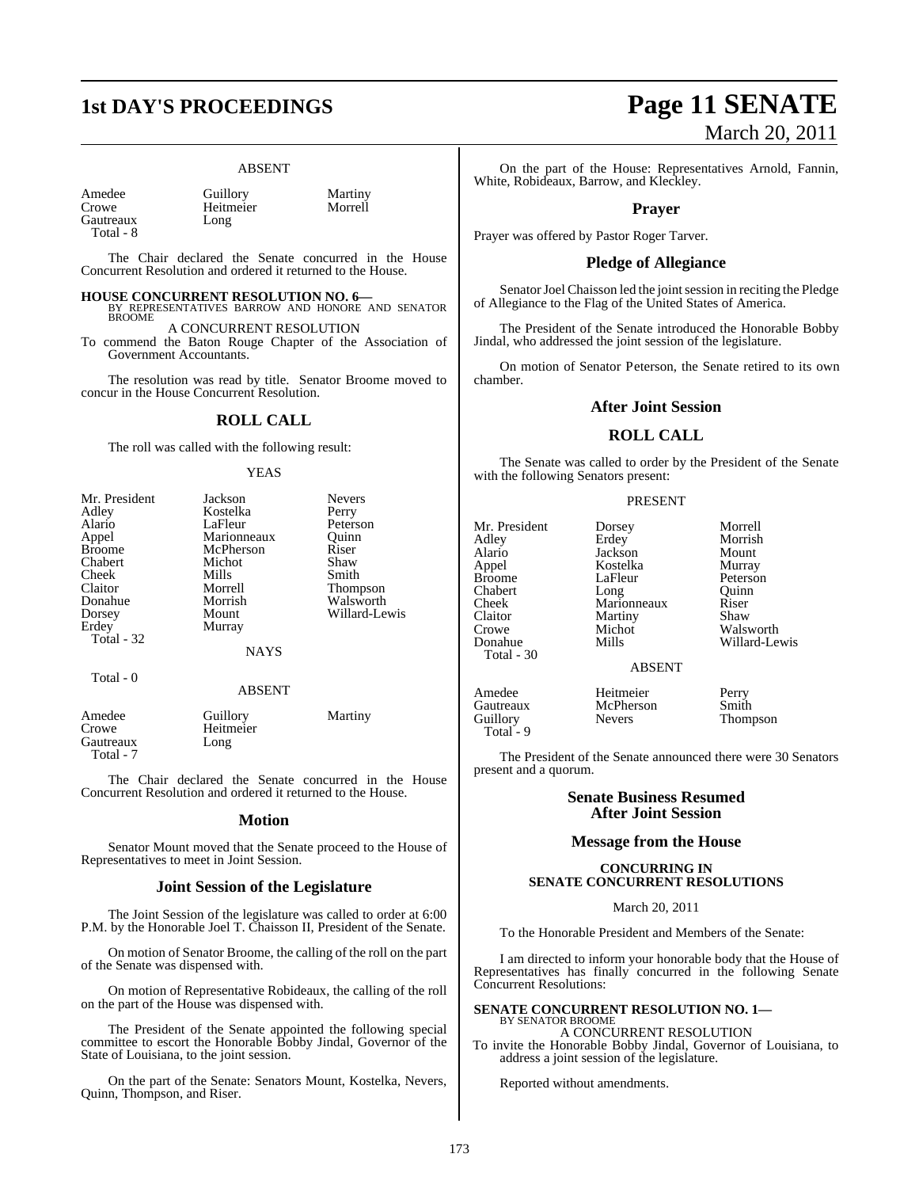ABSENT

| | | |
|---|---|---|
| Amedee | Guillory | Martiny |
| Crowe | Heitmeier | Morrell |
| Gautreaux | Long | |
| Total - 8 | | |

The Chair declared the Senate concurred in the House Concurrent Resolution and ordered it returned to the House.

**HOUSE CONCURRENT RESOLUTION NO. 6—**
BY REPRESENTATIVES BARROW AND HONORE AND SENATOR BROOME

A CONCURRENT RESOLUTION

To commend the Baton Rouge Chapter of the Association of Government Accountants.

The resolution was read by title. Senator Broome moved to concur in the House Concurrent Resolution.

## ROLL CALL

The roll was called with the following result:

YEAS

| | | |
|---|---|---|
| Mr. President | Jackson | Nevers |
| Adley | Kostelka | Perry |
| Alario | LaFleur | Peterson |
| Appel | Marionneaux | Quinn |
| Broome | McPherson | Riser |
| Chabert | Michot | Shaw |
| Cheek | Mills | Smith |
| Claitor | Morrell | Thompson |
| Donahue | Morrish | Walsworth |
| Dorsey | Mount | Willard-Lewis |
| Erdey | Murray | |
| Total - 32 | | |

NAYS

Total - 0

ABSENT

| | | |
|---|---|---|
| Amedee | Guillory | Martiny |
| Crowe | Heitmeier | |
| Gautreaux | Long | |
| Total - 7 | | |

The Chair declared the Senate concurred in the House Concurrent Resolution and ordered it returned to the House.

## Motion

Senator Mount moved that the Senate proceed to the House of Representatives to meet in Joint Session.

## Joint Session of the Legislature

The Joint Session of the legislature was called to order at 6:00 P.M. by the Honorable Joel T. Chaisson II, President of the Senate.

On motion of Senator Broome, the calling of the roll on the part of the Senate was dispensed with.

On motion of Representative Robideaux, the calling of the roll on the part of the House was dispensed with.

The President of the Senate appointed the following special committee to escort the Honorable Bobby Jindal, Governor of the State of Louisiana, to the joint session.

On the part of the Senate: Senators Mount, Kostelka, Nevers, Quinn, Thompson, and Riser.

On the part of the House: Representatives Arnold, Fannin, White, Robideaux, Barrow, and Kleckley.

## Prayer

Prayer was offered by Pastor Roger Tarver.

## Pledge of Allegiance

Senator Joel Chaisson led the joint session in reciting the Pledge of Allegiance to the Flag of the United States of America.

The President of the Senate introduced the Honorable Bobby Jindal, who addressed the joint session of the legislature.

On motion of Senator Peterson, the Senate retired to its own chamber.

## After Joint Session

## ROLL CALL

The Senate was called to order by the President of the Senate with the following Senators present:

PRESENT

| | | |
|---|---|---|
| Mr. President | Dorsey | Morrell |
| Adley | Erdey | Morrish |
| Alario | Jackson | Mount |
| Appel | Kostelka | Murray |
| Broome | LaFleur | Peterson |
| Chabert | Long | Quinn |
| Cheek | Marionneaux | Riser |
| Claitor | Martiny | Shaw |
| Crowe | Michot | Walsworth |
| Donahue | Mills | Willard-Lewis |
| Total - 30 | | |

ABSENT

| | | |
|---|---|---|
| Amedee | Heitmeier | Perry |
| Gautreaux | McPherson | Smith |
| Guillory | Nevers | Thompson |
| Total - 9 | | |

The President of the Senate announced there were 30 Senators present and a quorum.

## Senate Business Resumed After Joint Session

## Message from the House

**CONCURRING IN SENATE CONCURRENT RESOLUTIONS**

March 20, 2011

To the Honorable President and Members of the Senate:

I am directed to inform your honorable body that the House of Representatives has finally concurred in the following Senate Concurrent Resolutions:

**SENATE CONCURRENT RESOLUTION NO. 1—**
BY SENATOR BROOME

A CONCURRENT RESOLUTION

To invite the Honorable Bobby Jindal, Governor of Louisiana, to address a joint session of the legislature.

Reported without amendments.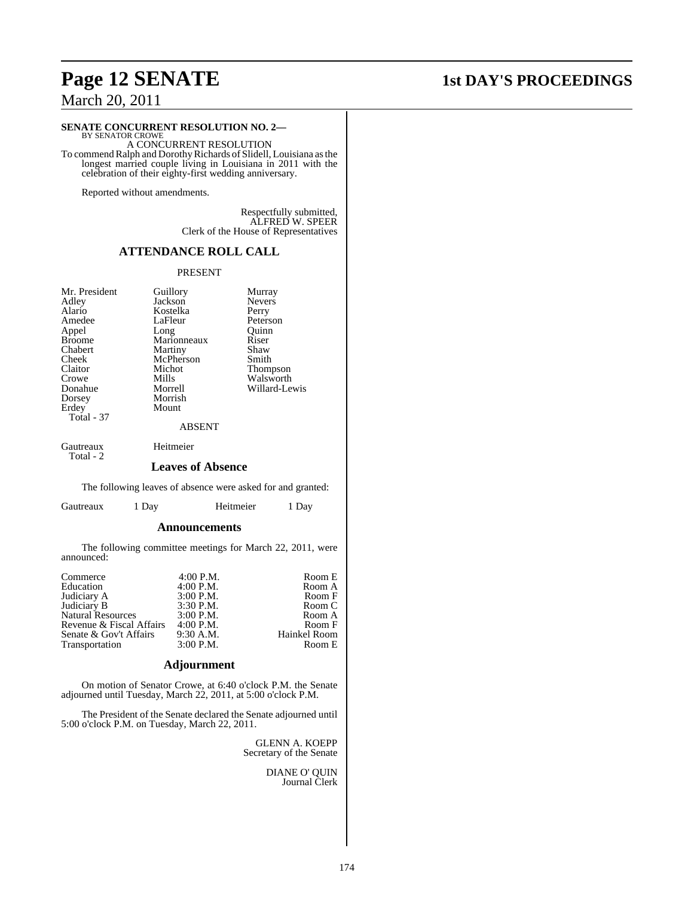**SENATE CONCURRENT RESOLUTION NO. 2—**
BY SENATOR CROWE

A CONCURRENT RESOLUTION

To commend Ralph and Dorothy Richards of Slidell, Louisiana as the longest married couple living in Louisiana in 2011 with the celebration of their eighty-first wedding anniversary.

Reported without amendments.

Respectfully submitted,
ALFRED W. SPEER
Clerk of the House of Representatives

## ATTENDANCE ROLL CALL

PRESENT

| | | |
|---|---|---|
| Mr. President | Guillory | Murray |
| Adley | Jackson | Nevers |
| Alario | Kostelka | Perry |
| Amedee | LaFleur | Peterson |
| Appel | Long | Quinn |
| Broome | Marionneaux | Riser |
| Chabert | Martiny | Shaw |
| Cheek | McPherson | Smith |
| Claitor | Michot | Thompson |
| Crowe | Mills | Walsworth |
| Donahue | Morrell | Willard-Lewis |
| Dorsey | Morrish | |
| Erdey | Mount | |

Total - 37

ABSENT

| | |
|---|---|
| Gautreaux | Heitmeier |

Total - 2

## Leaves of Absence

The following leaves of absence were asked for and granted:

| | | | |
|---|---|---|---|
| Gautreaux | 1 Day | Heitmeier | 1 Day |

## Announcements

The following committee meetings for March 22, 2011, were announced:

| | | |
|---|---|---|
| Commerce | 4:00 P.M. | Room E |
| Education | 4:00 P.M. | Room A |
| Judiciary A | 3:00 P.M. | Room F |
| Judiciary B | 3:30 P.M. | Room C |
| Natural Resources | 3:00 P.M. | Room A |
| Revenue & Fiscal Affairs | 4:00 P.M. | Room F |
| Senate & Gov't Affairs | 9:30 A.M. | Hainkel Room |
| Transportation | 3:00 P.M. | Room E |

## Adjournment

On motion of Senator Crowe, at 6:40 o'clock P.M. the Senate adjourned until Tuesday, March 22, 2011, at 5:00 o'clock P.M.

The President of the Senate declared the Senate adjourned until 5:00 o'clock P.M. on Tuesday, March 22, 2011.

GLENN A. KOEPP
Secretary of the Senate

DIANE O' QUIN
Journal Clerk